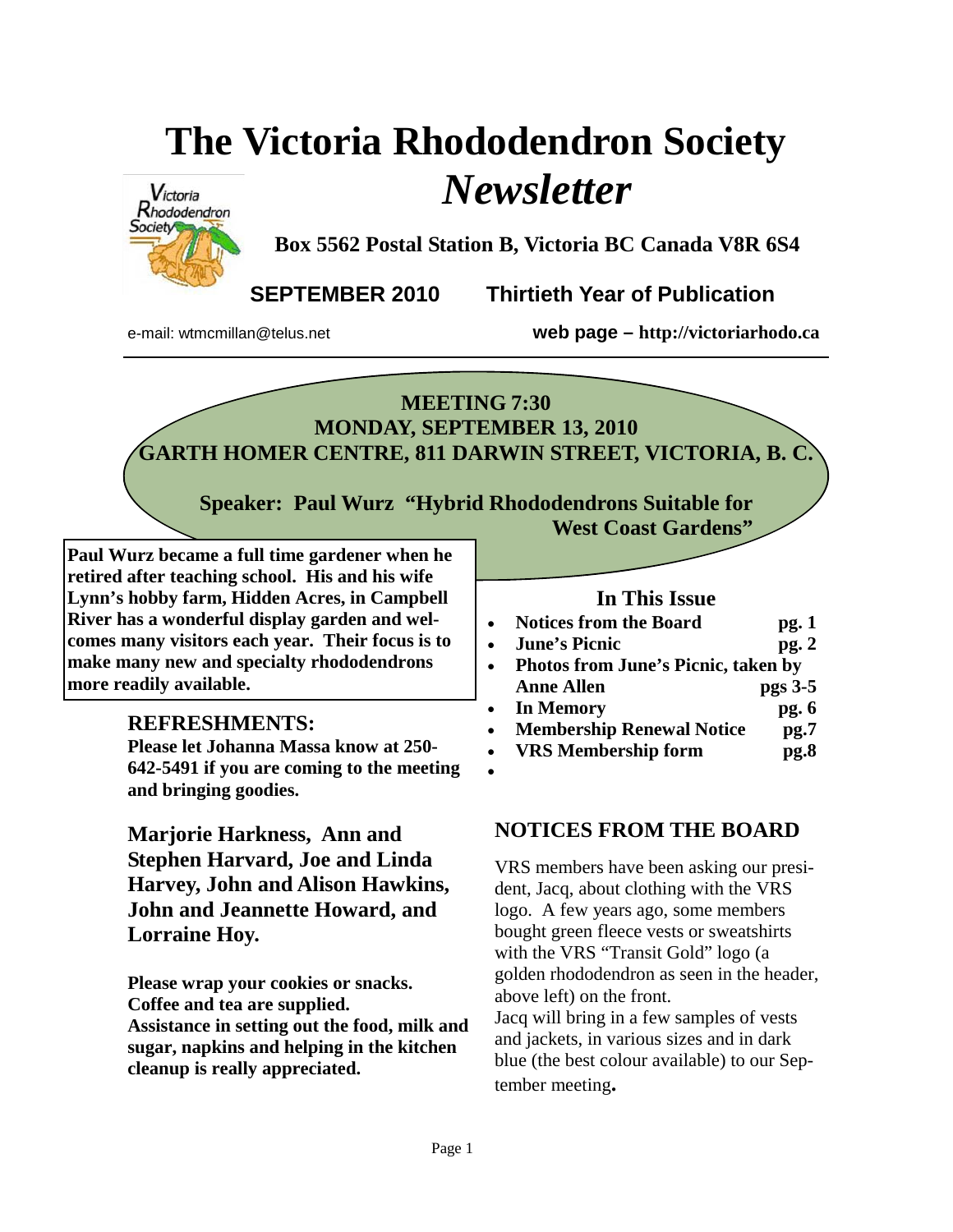# The Victoria Rhododendron Society *Newsletter*

**Box 5562 Postal Station B, Victoria BC Canada V8R 6S4**

**SEPTEMBER 2010 Thirtieth Year of Publication**

e-mail: wtmcmillan@telus.net **web page – http://victoriarhodo.ca**

---

**MEETING 7:30**
**MONDAY, SEPTEMBER 13, 2010**
**GARTH HOMER CENTRE, 811 DARWIN STREET, VICTORIA, B. C.**

**Speaker: Paul Wurz "Hybrid Rhododendrons Suitable for West Coast Gardens"**

**Paul Wurz became a full time gardener when he retired after teaching school. His and his wife Lynn's hobby farm, Hidden Acres, in Campbell River has a wonderful display garden and welcomes many visitors each year. Their focus is to make many new and specialty rhododendrons more readily available.**

## REFRESHMENTS:

**Please let Johanna Massa know at 250-642-5491 if you are coming to the meeting and bringing goodies.**

**Marjorie Harkness, Ann and Stephen Harvard, Joe and Linda Harvey, John and Alison Hawkins, John and Jeannette Howard, and Lorraine Hoy.**

**Please wrap your cookies or snacks. Coffee and tea are supplied. Assistance in setting out the food, milk and sugar, napkins and helping in the kitchen cleanup is really appreciated.**

## In This Issue

- **Notices from the Board** pg. 1
- **June's Picnic** pg. 2
- **Photos from June's Picnic, taken by Anne Allen** pgs 3-5
- **In Memory** pg. 6
- **Membership Renewal Notice** pg.7
- **VRS Membership form** pg.8

## NOTICES FROM THE BOARD

VRS members have been asking our president, Jacq, about clothing with the VRS logo. A few years ago, some members bought green fleece vests or sweatshirts with the VRS "Transit Gold" logo (a golden rhododendron as seen in the header, above left) on the front.
Jacq will bring in a few samples of vests and jackets, in various sizes and in dark blue (the best colour available) to our September meeting.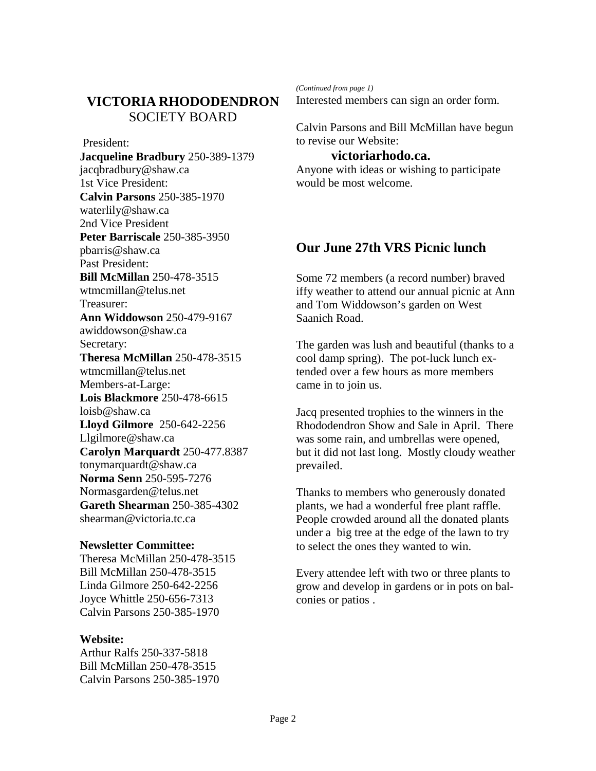## VICTORIA RHODODENDRON SOCIETY BOARD

President:
**Jacqueline Bradbury** 250-389-1379
jacqbradbury@shaw.ca
1st Vice President:
**Calvin Parsons** 250-385-1970
waterlily@shaw.ca
2nd Vice President
**Peter Barriscale** 250-385-3950
pbarris@shaw.ca
Past President:
**Bill McMillan** 250-478-3515
wtmcmillan@telus.net
Treasurer:
**Ann Widdowson** 250-479-9167
awiddowson@shaw.ca
Secretary:
**Theresa McMillan** 250-478-3515
wtmcmillan@telus.net
Members-at-Large:
**Lois Blackmore** 250-478-6615
loisb@shaw.ca
**Lloyd Gilmore** 250-642-2256
Llgilmore@shaw.ca
**Carolyn Marquardt** 250-477.8387
tonymarquardt@shaw.ca
**Norma Senn** 250-595-7276
Normasgarden@telus.net
**Gareth Shearman** 250-385-4302
shearman@victoria.tc.ca

**Newsletter Committee:**
Theresa McMillan 250-478-3515
Bill McMillan 250-478-3515
Linda Gilmore 250-642-2256
Joyce Whittle 250-656-7313
Calvin Parsons 250-385-1970

**Website:**
Arthur Ralfs 250-337-5818
Bill McMillan 250-478-3515
Calvin Parsons 250-385-1970

*(Continued from page 1)*
Interested members can sign an order form.

Calvin Parsons and Bill McMillan have begun to revise our Website:

**victoriarhodo.ca.**

Anyone with ideas or wishing to participate would be most welcome.

## Our June 27th VRS Picnic lunch

Some 72 members (a record number) braved iffy weather to attend our annual picnic at Ann and Tom Widdowson's garden on West Saanich Road.

The garden was lush and beautiful (thanks to a cool damp spring). The pot-luck lunch extended over a few hours as more members came in to join us.

Jacq presented trophies to the winners in the Rhododendron Show and Sale in April. There was some rain, and umbrellas were opened, but it did not last long. Mostly cloudy weather prevailed.

Thanks to members who generously donated plants, we had a wonderful free plant raffle. People crowded around all the donated plants under a big tree at the edge of the lawn to try to select the ones they wanted to win.

Every attendee left with two or three plants to grow and develop in gardens or in pots on balconies or patios .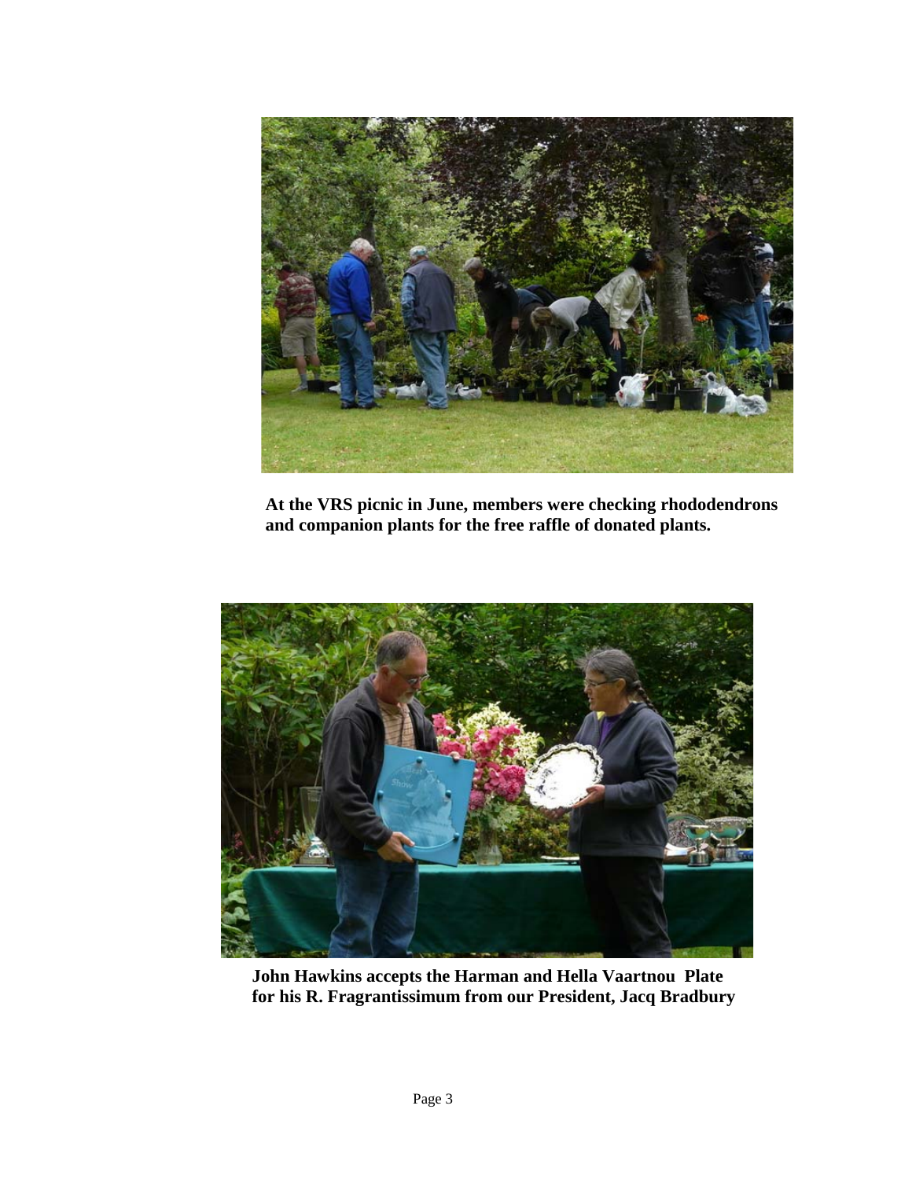**At the VRS picnic in June, members were checking rhododendrons and companion plants for the free raffle of donated plants.**

**John Hawkins accepts the Harman and Hella Vaartnou Plate for his R. Fragrantissimum from our President, Jacq Bradbury**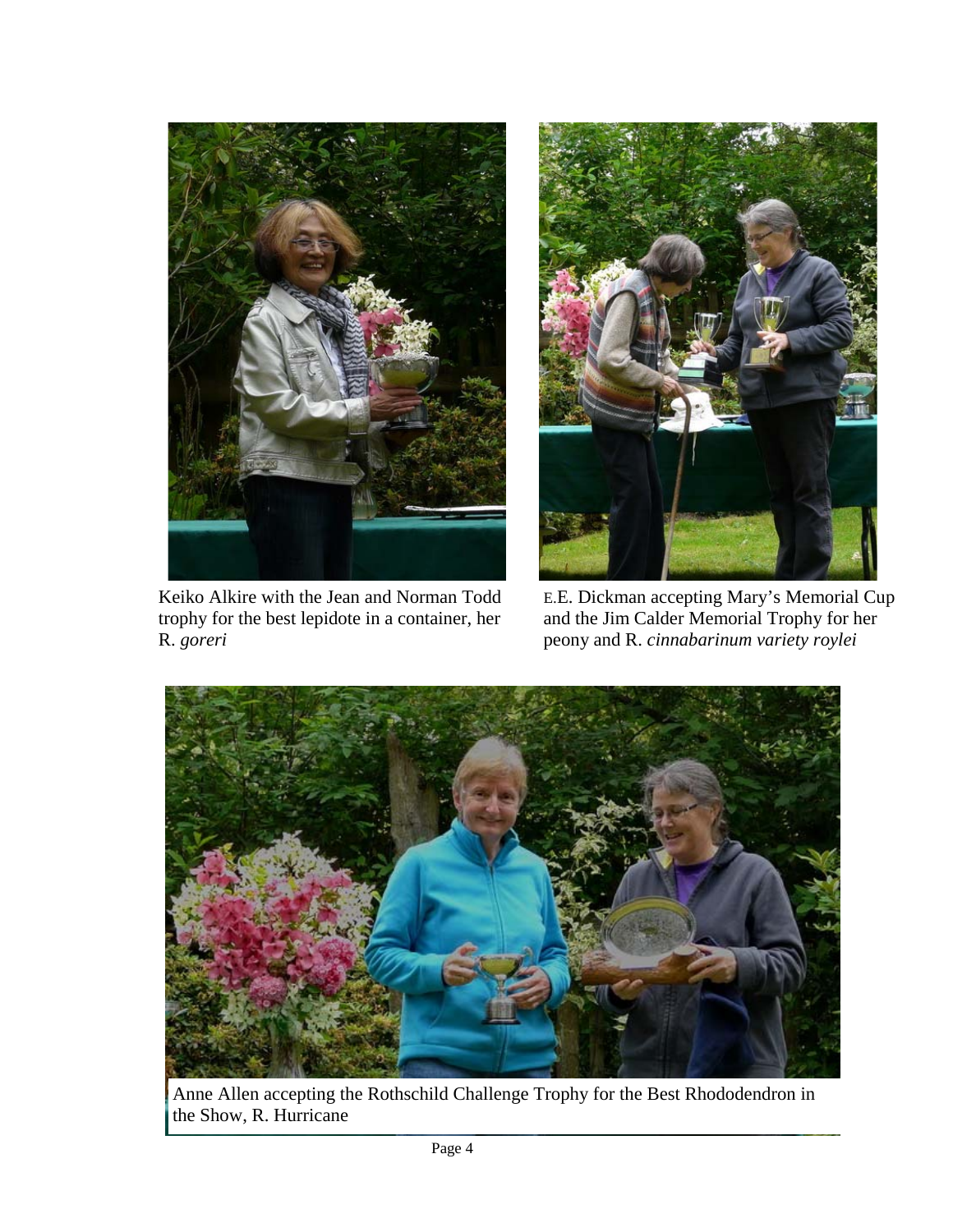Keiko Alkire with the Jean and Norman Todd trophy for the best lepidote in a container, her R. *goreri*

E.E. Dickman accepting Mary's Memorial Cup and the Jim Calder Memorial Trophy for her peony and R. *cinnabarinum variety roylei*

Anne Allen accepting the Rothschild Challenge Trophy for the Best Rhododendron in the Show, R. Hurricane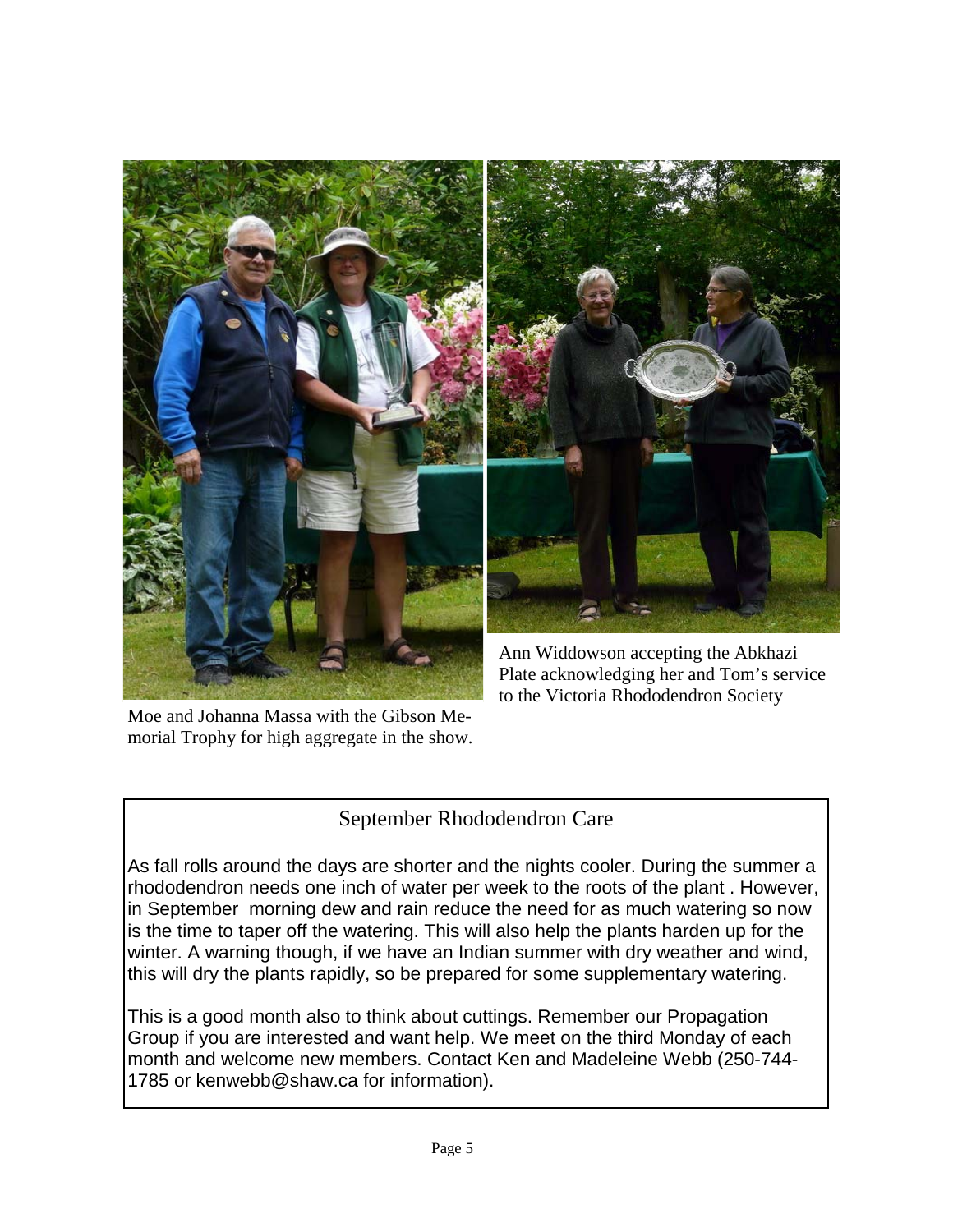Moe and Johanna Massa with the Gibson Memorial Trophy for high aggregate in the show.

Ann Widdowson accepting the Abkhazi Plate acknowledging her and Tom's service to the Victoria Rhododendron Society

## September Rhododendron Care

As fall rolls around the days are shorter and the nights cooler. During the summer a rhododendron needs one inch of water per week to the roots of the plant . However, in September morning dew and rain reduce the need for as much watering so now is the time to taper off the watering. This will also help the plants harden up for the winter. A warning though, if we have an Indian summer with dry weather and wind, this will dry the plants rapidly, so be prepared for some supplementary watering.

This is a good month also to think about cuttings. Remember our Propagation Group if you are interested and want help. We meet on the third Monday of each month and welcome new members. Contact Ken and Madeleine Webb (250-744-1785 or kenwebb@shaw.ca for information).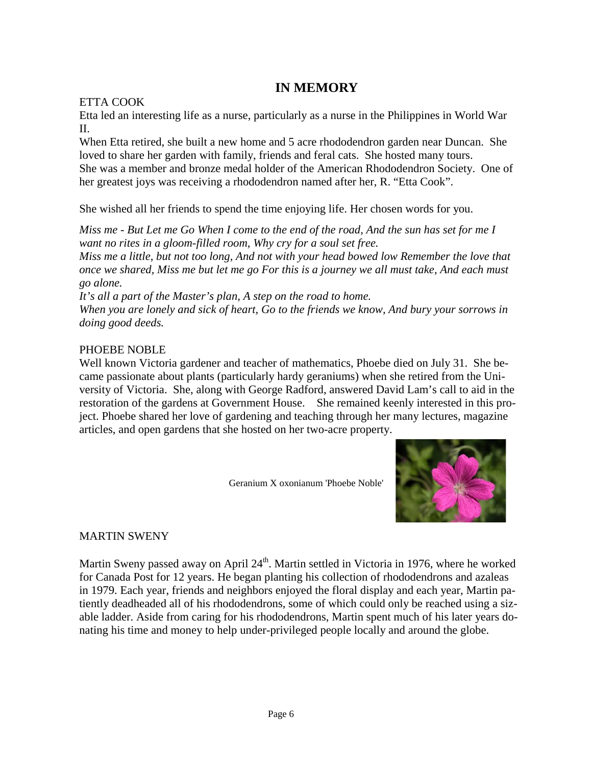# IN MEMORY

ETTA COOK

Etta led an interesting life as a nurse, particularly as a nurse in the Philippines in World War II.

When Etta retired, she built a new home and 5 acre rhododendron garden near Duncan. She loved to share her garden with family, friends and feral cats. She hosted many tours.

She was a member and bronze medal holder of the American Rhododendron Society. One of her greatest joys was receiving a rhododendron named after her, R. "Etta Cook".

She wished all her friends to spend the time enjoying life. Her chosen words for you.

*Miss me - But Let me Go When I come to the end of the road, And the sun has set for me I want no rites in a gloom-filled room, Why cry for a soul set free.*

*Miss me a little, but not too long, And not with your head bowed low Remember the love that once we shared, Miss me but let me go For this is a journey we all must take, And each must go alone.*

*It's all a part of the Master's plan, A step on the road to home.*

*When you are lonely and sick of heart, Go to the friends we know, And bury your sorrows in doing good deeds.*

PHOEBE NOBLE

Well known Victoria gardener and teacher of mathematics, Phoebe died on July 31. She became passionate about plants (particularly hardy geraniums) when she retired from the University of Victoria. She, along with George Radford, answered David Lam's call to aid in the restoration of the gardens at Government House. She remained keenly interested in this project. Phoebe shared her love of gardening and teaching through her many lectures, magazine articles, and open gardens that she hosted on her two-acre property.

Geranium X oxonianum 'Phoebe Noble'

MARTIN SWENY

Martin Sweny passed away on April 24th. Martin settled in Victoria in 1976, where he worked for Canada Post for 12 years. He began planting his collection of rhododendrons and azaleas in 1979. Each year, friends and neighbors enjoyed the floral display and each year, Martin patiently deadheaded all of his rhododendrons, some of which could only be reached using a sizable ladder. Aside from caring for his rhododendrons, Martin spent much of his later years donating his time and money to help under-privileged people locally and around the globe.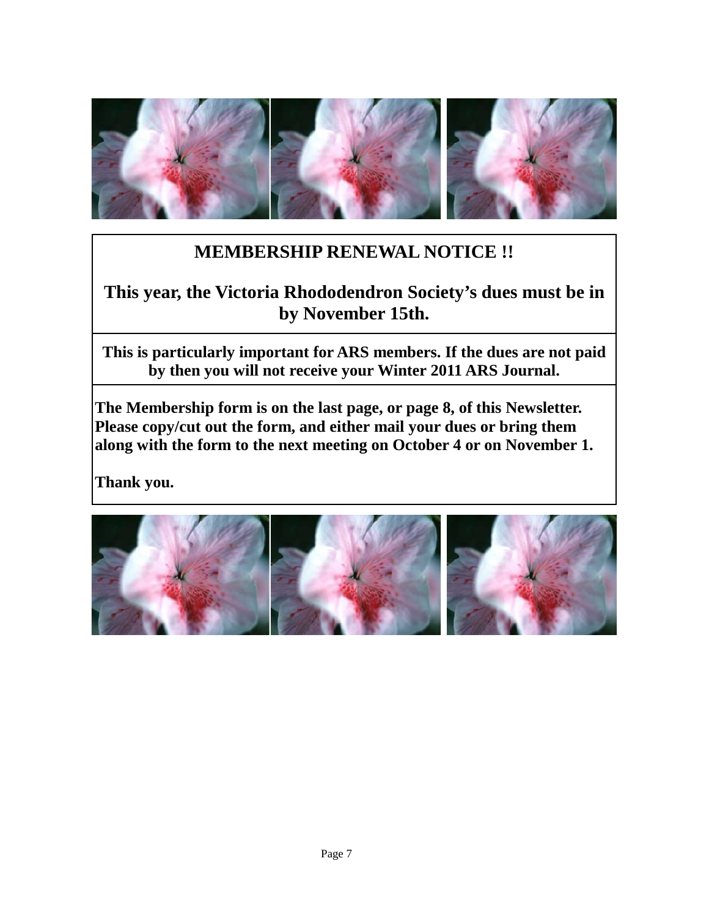# MEMBERSHIP RENEWAL NOTICE !!

**This year, the Victoria Rhododendron Society's dues must be in by November 15th.**

**This is particularly important for ARS members. If the dues are not paid by then you will not receive your Winter 2011 ARS Journal.**

**The Membership form is on the last page, or page 8, of this Newsletter. Please copy/cut out the form, and either mail your dues or bring them along with the form to the next meeting on October 4 or on November 1.**

**Thank you.**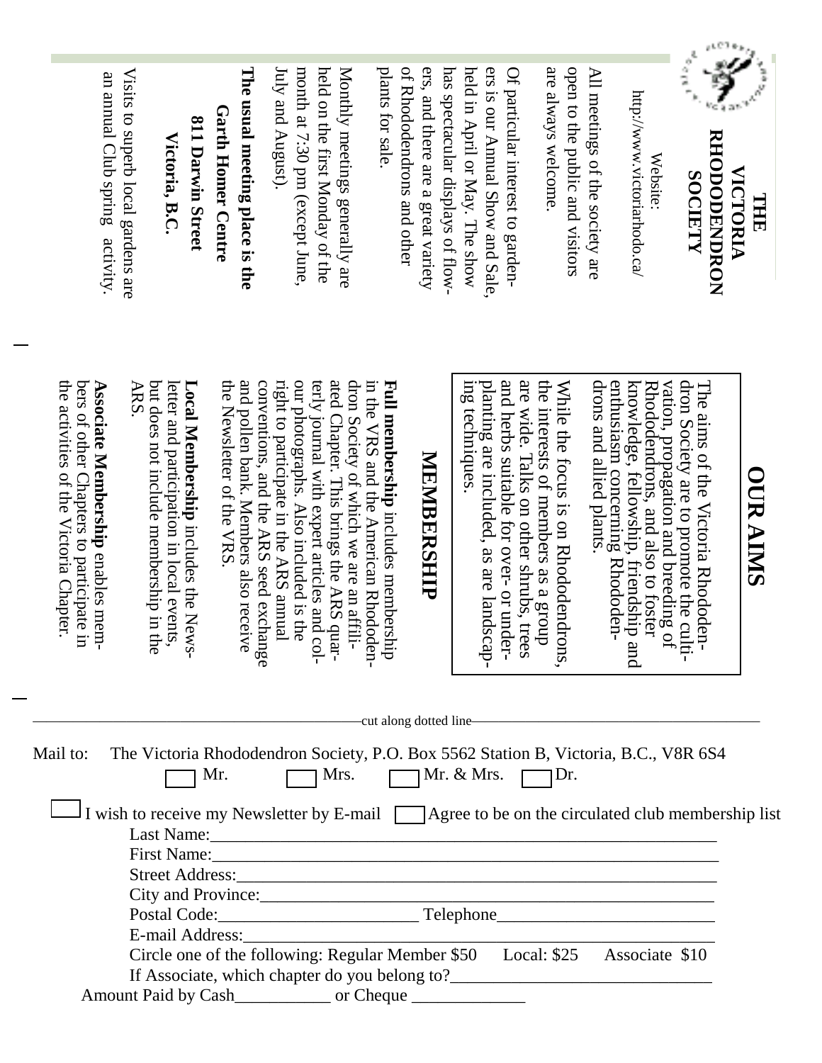# THE VICTORIA RHODODENDRON SOCIETY

Website:
http://www.victoriarhodo.ca/

All meetings of the society are open to the public and visitors are always welcome.

Of particular interest to gardeners is our Annual Show and Sale, held in April or May. The show has spectacular displays of flowers, and there are a great variety of Rhododendrons and other plants for sale.

Monthly meetings generally are held on the first Monday of the month at 7:30 pm (except June, July and August).

**The usual meeting place is the**

**Garth Homer Centre**

**811 Darwin Street**

**Victoria, B.C.**

Visits to superb local gardens are an annual Club spring activity.

# OUR AIMS

The aims of the Victoria Rhododendron Society are to promote the cultivation, propagation and breeding of Rhododendrons, and also to foster knowledge, fellowship, friendship and enthusiasm concerning Rhododendrons and allied plants.

While the focus is on Rhododendrons, the interests of members as a group are wide. Talks on other shrubs, trees and herbs suitable for over- or underplanting are included, as are landscaping techniques.

## MEMBERSHIP

**Full membership** includes membership in the VRS and the American Rhododendron Society of which we are an affiliated Chapter. This brings the ARS quarterly journal with expert articles and colour photographs. Also included is the right to participate in the ARS annual conventions, and the ARS seed exchange and pollen bank. Members also receive the Newsletter of the VRS.

**Local Membership** includes the Newsletter and participation in local events, but does not include membership in the ARS.

**Associate Membership** enables members of other Chapters to participate in the activities of the Victoria Chapter.

---cut along dotted line---

Mail to: The Victoria Rhododendron Society, P.O. Box 5562 Station B, Victoria, B.C., V8R 6S4

☐ Mr. ☐ Mrs. ☐ Mr. & Mrs. ☐ Dr.

☐ I wish to receive my Newsletter by E-mail ☐ Agree to be on the circulated club membership list

Last Name:\_\_\_\_\_\_\_\_\_\_\_\_\_\_\_\_\_\_\_\_\_\_\_\_\_\_\_\_\_\_\_\_\_\_\_\_\_\_\_\_

First Name:\_\_\_\_\_\_\_\_\_\_\_\_\_\_\_\_\_\_\_\_\_\_\_\_\_\_\_\_\_\_\_\_\_\_\_\_\_\_\_\_

Street Address:\_\_\_\_\_\_\_\_\_\_\_\_\_\_\_\_\_\_\_\_\_\_\_\_\_\_\_\_\_\_\_\_\_\_\_\_\_\_

City and Province:\_\_\_\_\_\_\_\_\_\_\_\_\_\_\_\_\_\_\_\_\_\_\_\_\_\_\_\_\_\_\_\_\_\_\_\_

Postal Code:\_\_\_\_\_\_\_\_\_\_\_\_\_\_\_\_\_\_ Telephone\_\_\_\_\_\_\_\_\_\_\_\_\_\_\_\_\_\_\_\_

E-mail Address:\_\_\_\_\_\_\_\_\_\_\_\_\_\_\_\_\_\_\_\_\_\_\_\_\_\_\_\_\_\_\_\_\_\_\_\_\_\_

Circle one of the following: Regular Member $50 Local: $25 Associate $10

If Associate, which chapter do you belong to?\_\_\_\_\_\_\_\_\_\_\_\_\_\_\_\_\_\_\_\_\_\_\_\_

Amount Paid by Cash\_\_\_\_\_\_\_\_\_\_ or Cheque \_\_\_\_\_\_\_\_\_\_\_